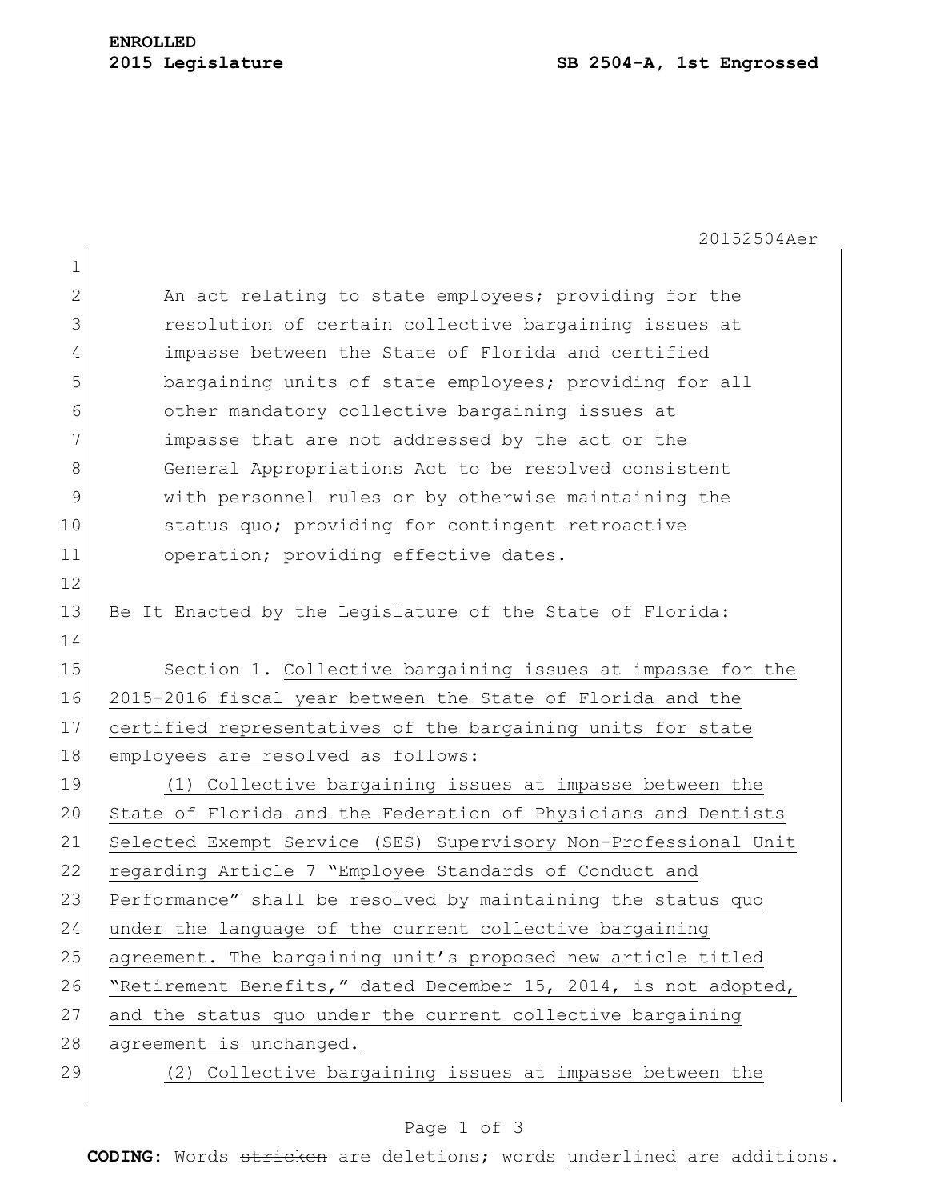**ENROLLED**
**2015 Legislature** **SB 2504-A, 1st Engrossed**

20152504Aer

An act relating to state employees; providing for the resolution of certain collective bargaining issues at impasse between the State of Florida and certified bargaining units of state employees; providing for all other mandatory collective bargaining issues at impasse that are not addressed by the act or the General Appropriations Act to be resolved consistent with personnel rules or by otherwise maintaining the status quo; providing for contingent retroactive operation; providing effective dates.

Be It Enacted by the Legislature of the State of Florida:

Section 1. Collective bargaining issues at impasse for the 2015-2016 fiscal year between the State of Florida and the certified representatives of the bargaining units for state employees are resolved as follows:

(1) Collective bargaining issues at impasse between the State of Florida and the Federation of Physicians and Dentists Selected Exempt Service (SES) Supervisory Non-Professional Unit regarding Article 7 "Employee Standards of Conduct and Performance" shall be resolved by maintaining the status quo under the language of the current collective bargaining agreement. The bargaining unit's proposed new article titled "Retirement Benefits," dated December 15, 2014, is not adopted, and the status quo under the current collective bargaining agreement is unchanged.

(2) Collective bargaining issues at impasse between the

**CODING:** Words ~~stricken~~ are deletions; words underlined are additions.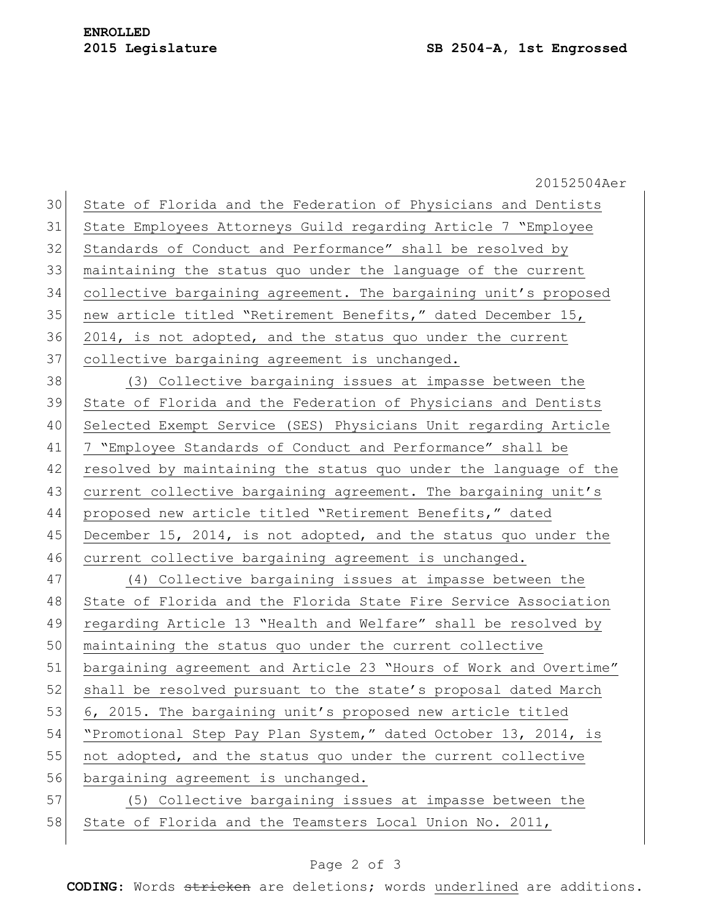State of Florida and the Federation of Physicians and Dentists State Employees Attorneys Guild regarding Article 7 "Employee Standards of Conduct and Performance" shall be resolved by maintaining the status quo under the language of the current collective bargaining agreement. The bargaining unit's proposed new article titled "Retirement Benefits," dated December 15, 2014, is not adopted, and the status quo under the current collective bargaining agreement is unchanged.

(3) Collective bargaining issues at impasse between the State of Florida and the Federation of Physicians and Dentists Selected Exempt Service (SES) Physicians Unit regarding Article 7 "Employee Standards of Conduct and Performance" shall be resolved by maintaining the status quo under the language of the current collective bargaining agreement. The bargaining unit's proposed new article titled "Retirement Benefits," dated December 15, 2014, is not adopted, and the status quo under the current collective bargaining agreement is unchanged.

(4) Collective bargaining issues at impasse between the State of Florida and the Florida State Fire Service Association regarding Article 13 "Health and Welfare" shall be resolved by maintaining the status quo under the current collective bargaining agreement and Article 23 "Hours of Work and Overtime" shall be resolved pursuant to the state's proposal dated March 6, 2015. The bargaining unit's proposed new article titled "Promotional Step Pay Plan System," dated October 13, 2014, is not adopted, and the status quo under the current collective bargaining agreement is unchanged.

(5) Collective bargaining issues at impasse between the State of Florida and the Teamsters Local Union No. 2011,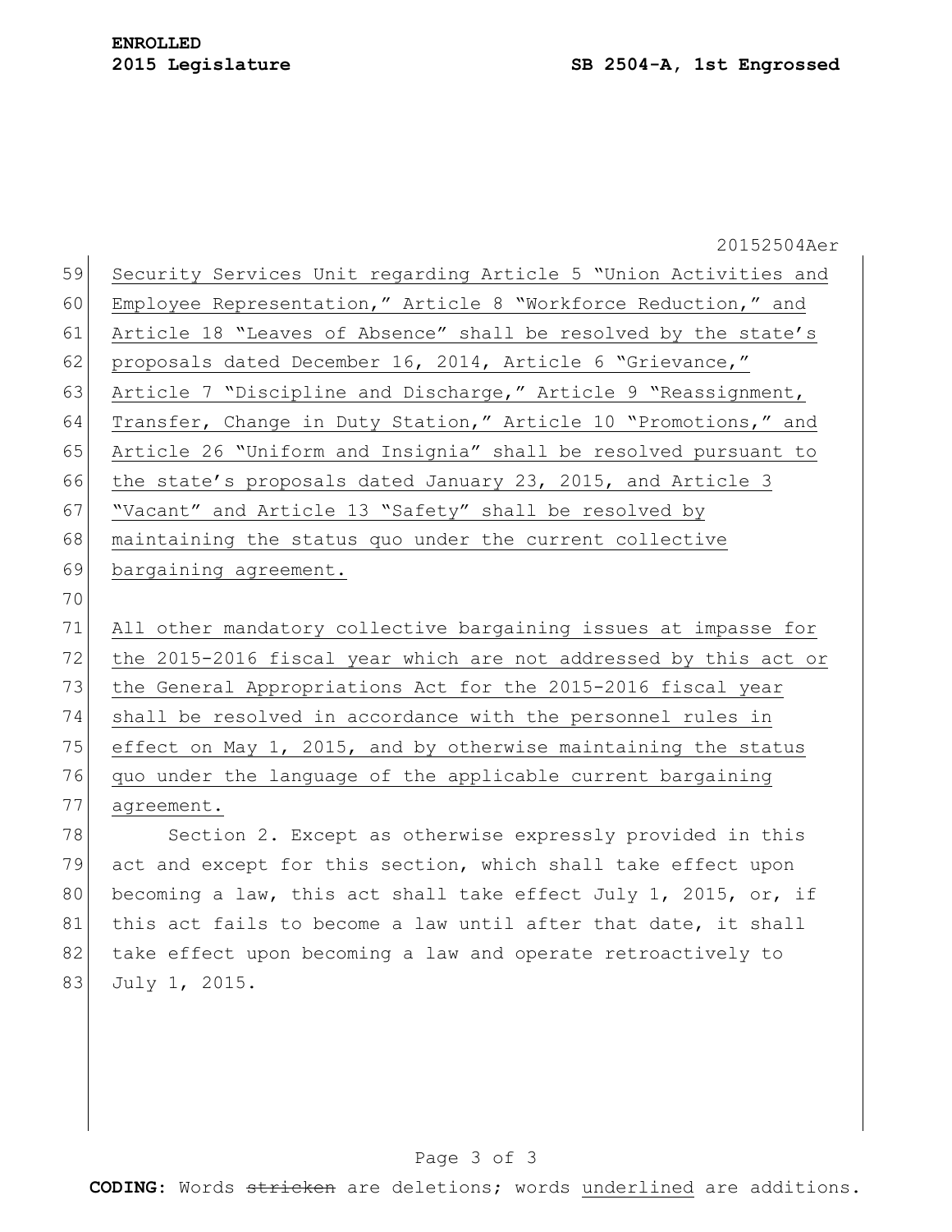Security Services Unit regarding Article 5 “Union Activities and Employee Representation,” Article 8 “Workforce Reduction,” and Article 18 “Leaves of Absence” shall be resolved by the state’s proposals dated December 16, 2014, Article 6 “Grievance,” Article 7 “Discipline and Discharge,” Article 9 “Reassignment, Transfer, Change in Duty Station,” Article 10 “Promotions,” and Article 26 “Uniform and Insignia” shall be resolved pursuant to the state’s proposals dated January 23, 2015, and Article 3 “Vacant” and Article 13 “Safety” shall be resolved by maintaining the status quo under the current collective bargaining agreement.

All other mandatory collective bargaining issues at impasse for the 2015-2016 fiscal year which are not addressed by this act or the General Appropriations Act for the 2015-2016 fiscal year shall be resolved in accordance with the personnel rules in effect on May 1, 2015, and by otherwise maintaining the status quo under the language of the applicable current bargaining agreement.

Section 2. Except as otherwise expressly provided in this act and except for this section, which shall take effect upon becoming a law, this act shall take effect July 1, 2015, or, if this act fails to become a law until after that date, it shall take effect upon becoming a law and operate retroactively to July 1, 2015.